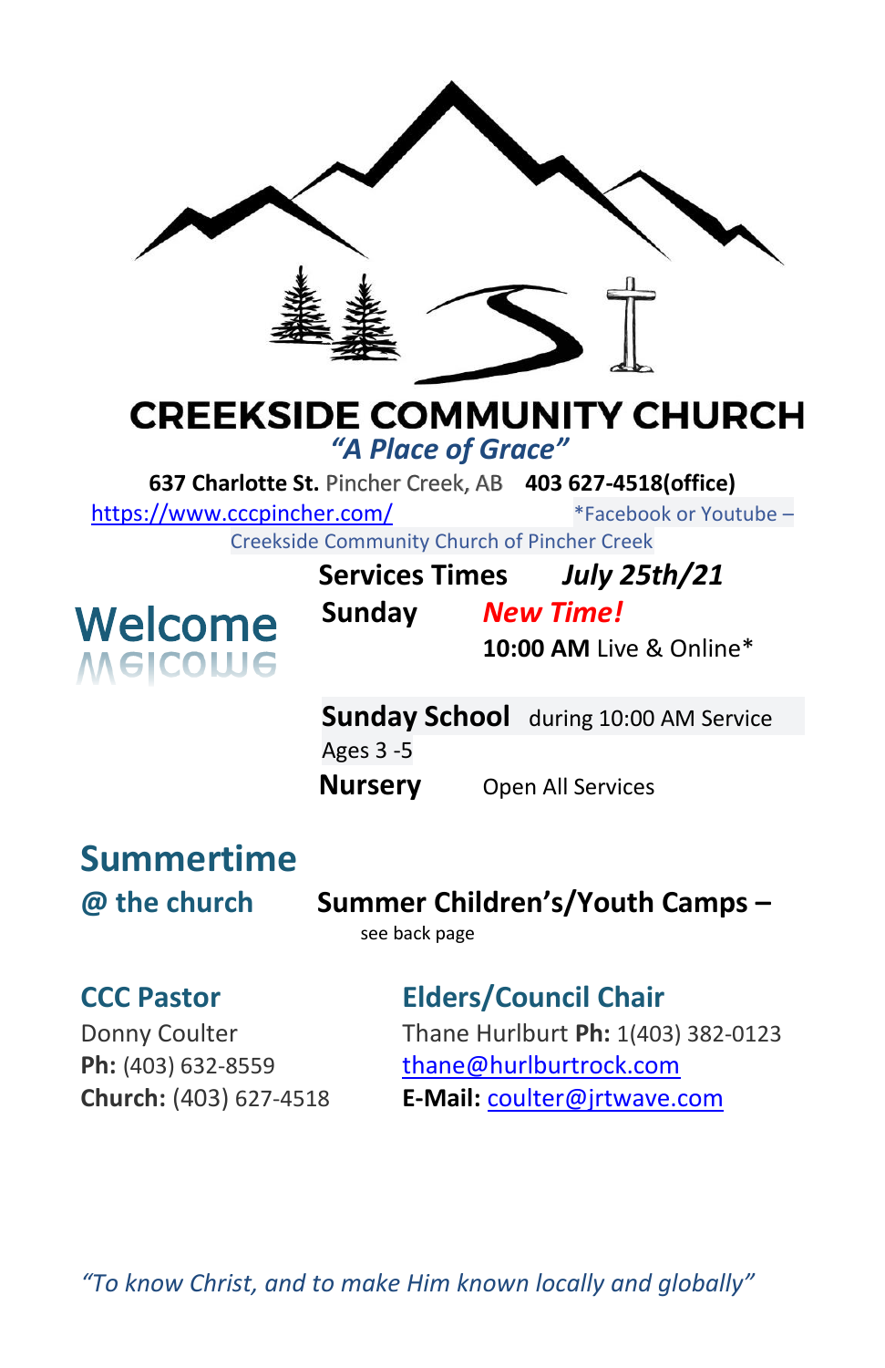# CREEKSIDE COMMUNITY CHURCH

*"A Place of Grace"*

**637 Charlotte St.** Pincher Creek, AB **403 627-4518(office)**

https://www.cccpincher.com/ *Facebook or Youtube – Creekside Community Church of Pincher Creek

## Welcome

**Services Times** ***July 25th/21***

**Sunday** ***New Time!***

**10:00 AM** Live & Online*

**Sunday School** during 10:00 AM Service
Ages 3 -5

**Nursery** Open All Services

## Summertime

**@ the church**

**Summer Children's/Youth Camps –** see back page

### CCC Pastor

Donny Coulter
**Ph:** (403) 632-8559
**Church:** (403) 627-4518

### Elders/Council Chair

Thane Hurlburt **Ph:** 1(403) 382-0123
thane@hurlburtrock.com
**E-Mail:** coulter@jrtwave.com

*"To know Christ, and to make Him known locally and globally"*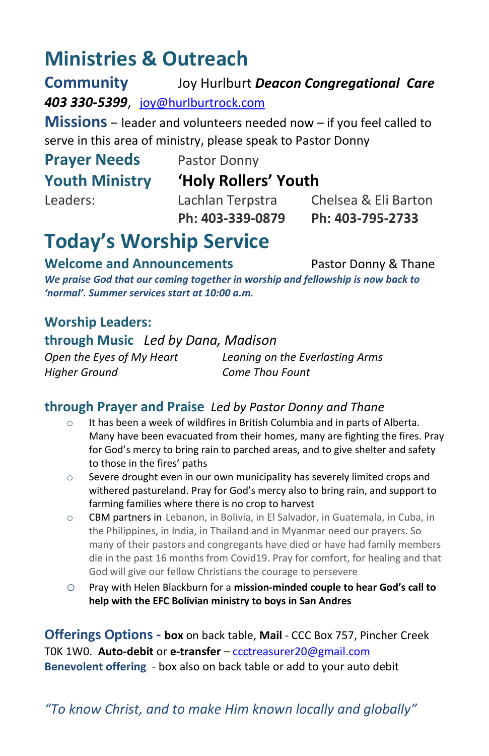# Ministries & Outreach

**Community** Joy Hurlburt ***Deacon Congregational Care***
***403 330-5399***, joy@hurlburtrock.com

**Missions** – leader and volunteers needed now – if you feel called to serve in this area of ministry, please speak to Pastor Donny

**Prayer Needs** Pastor Donny

**Youth Ministry** **'Holy Rollers' Youth**

| Leaders: | Lachlan Terpstra | Chelsea & Eli Barton |
|---|---|---|
| | **Ph: 403-339-0879** | **Ph: 403-795-2733** |

# Today's Worship Service

**Welcome and Announcements** Pastor Donny & Thane

***We praise God that our coming together in worship and fellowship is now back to 'normal'. Summer services start at 10:00 a.m.***

### Worship Leaders:

**through Music** *Led by Dana, Madison*

*Open the Eyes of My Heart*
*Higher Ground*
*Leaning on the Everlasting Arms*
*Come Thou Fount*

**through Prayer and Praise** *Led by Pastor Donny and Thane*

- It has been a week of wildfires in British Columbia and in parts of Alberta. Many have been evacuated from their homes, many are fighting the fires. Pray for God's mercy to bring rain to parched areas, and to give shelter and safety to those in the fires' paths
- Severe drought even in our own municipality has severely limited crops and withered pastureland. Pray for God's mercy also to bring rain, and support to farming families where there is no crop to harvest
- CBM partners in Lebanon, in Bolivia, in El Salvador, in Guatemala, in Cuba, in the Philippines, in India, in Thailand and in Myanmar need our prayers. So many of their pastors and congregants have died or have had family members die in the past 16 months from Covid19. Pray for comfort, for healing and that God will give our fellow Christians the courage to persevere
- Pray with Helen Blackburn for a **mission-minded couple to hear God's call to help with the EFC Bolivian ministry to boys in San Andres**

**Offerings Options -** **box** on back table, **Mail** - CCC Box 757, Pincher Creek T0K 1W0. **Auto-debit** or **e-transfer** – ccctreasurer20@gmail.com
**Benevolent offering** - box also on back table or add to your auto debit

*"To know Christ, and to make Him known locally and globally"*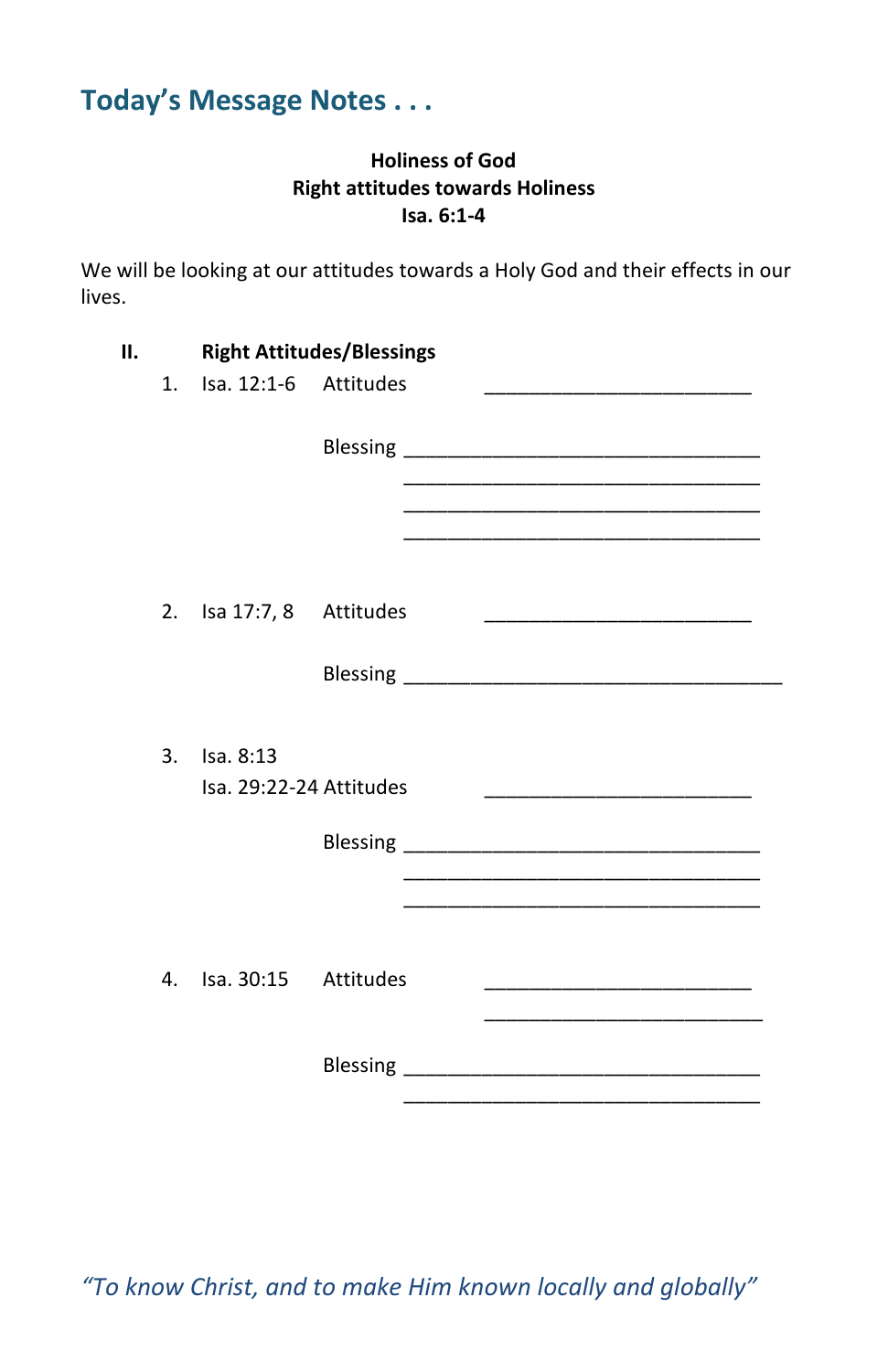## Today's Message Notes . . .

**Holiness of God**
**Right attitudes towards Holiness**
**Isa. 6:1-4**

We will be looking at our attitudes towards a Holy God and their effects in our lives.

**II. Right Attitudes/Blessings**

1. Isa. 12:1-6 Attitudes ________________________

   Blessing ________________________________
   ________________________________
   ________________________________
   ________________________________

2. Isa 17:7, 8 Attitudes ________________________

   Blessing ___________________________________

3. Isa. 8:13
   Isa. 29:22-24 Attitudes ________________________

   Blessing ________________________________
   ________________________________
   ________________________________

4. Isa. 30:15 Attitudes ________________________
   ________________________

   Blessing ________________________________
   ________________________________

*"To know Christ, and to make Him known locally and globally"*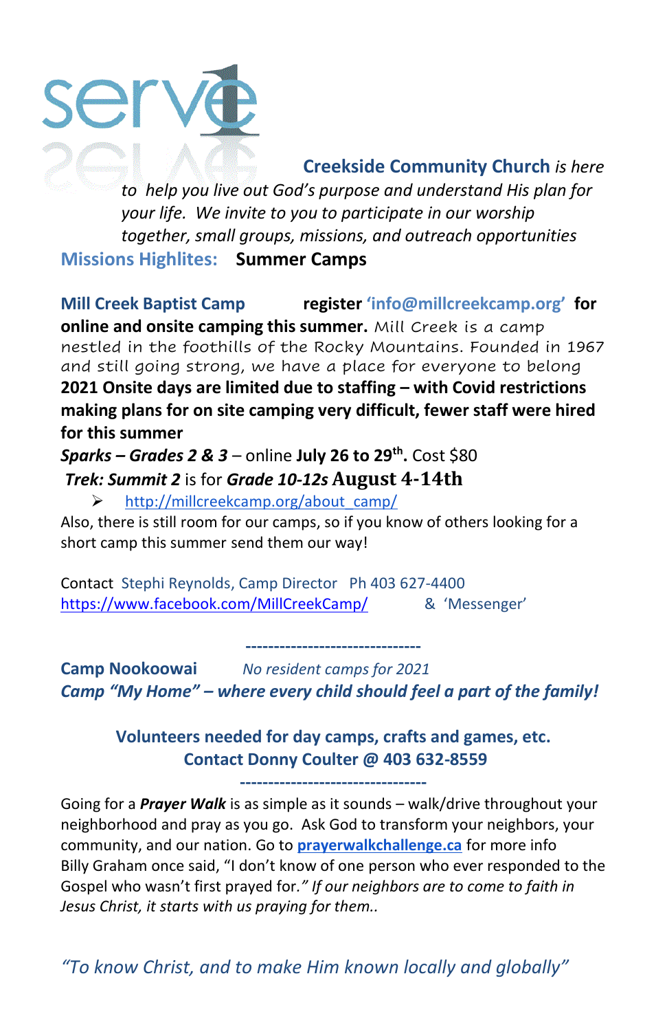**Creekside Community Church** *is here to help you live out God's purpose and understand His plan for your life. We invite to you to participate in our worship together, small groups, missions, and outreach opportunities*

## Missions Highlites: Summer Camps

**Mill Creek Baptist Camp** **register 'info@millcreekcamp.org' for online and onsite camping this summer.** Mill Creek is a camp nestled in the foothills of the Rocky Mountains. Founded in 1967 and still going strong, we have a place for everyone to belong

**2021 Onsite days are limited due to staffing – with Covid restrictions making plans for on site camping very difficult, fewer staff were hired for this summer**

***Sparks – Grades 2 & 3*** – online **July 26 to 29th.** Cost $80

***Trek: Summit 2*** is for ***Grade 10-12s*** **August 4-14th**

- http://millcreekcamp.org/about_camp/

Also, there is still room for our camps, so if you know of others looking for a short camp this summer send them our way!

Contact Stephi Reynolds, Camp Director Ph 403 627-4400
https://www.facebook.com/MillCreekCamp/ & 'Messenger'

-------------------------------

**Camp Nookoowai** *No resident camps for 2021*

***Camp "My Home" – where every child should feel a part of the family!***

**Volunteers needed for day camps, crafts and games, etc.**
**Contact Donny Coulter @ 403 632-8559**

---------------------------------

Going for a ***Prayer Walk*** is as simple as it sounds – walk/drive throughout your neighborhood and pray as you go. Ask God to transform your neighbors, your community, and our nation. Go to **prayerwalkchallenge.ca** for more info

Billy Graham once said, "I don't know of one person who ever responded to the Gospel who wasn't first prayed for.*" If our neighbors are to come to faith in Jesus Christ, it starts with us praying for them..*

*"To know Christ, and to make Him known locally and globally"*